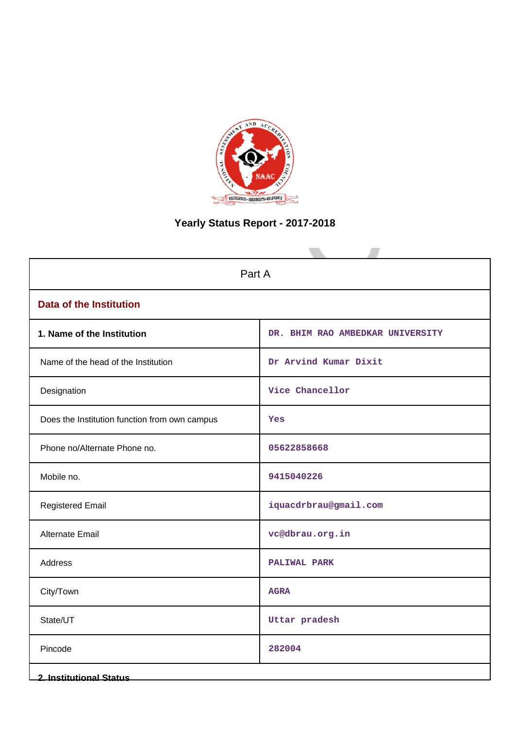# Yearly Status Report - 2017-2018

| Part A | |
|---|---|
| **Data of the Institution** | |
| **1. Name of the Institution** | DR. BHIM RAO AMBEDKAR UNIVERSITY |
| Name of the head of the Institution | Dr Arvind Kumar Dixit |
| Designation | Vice Chancellor |
| Does the Institution function from own campus | Yes |
| Phone no/Alternate Phone no. | 05622858668 |
| Mobile no. | 9415040226 |
| Registered Email | iquacdrbrau@gmail.com |
| Alternate Email | vc@dbrau.org.in |
| Address | PALIWAL PARK |
| City/Town | AGRA |
| State/UT | Uttar pradesh |
| Pincode | 282004 |

**2. Institutional Status**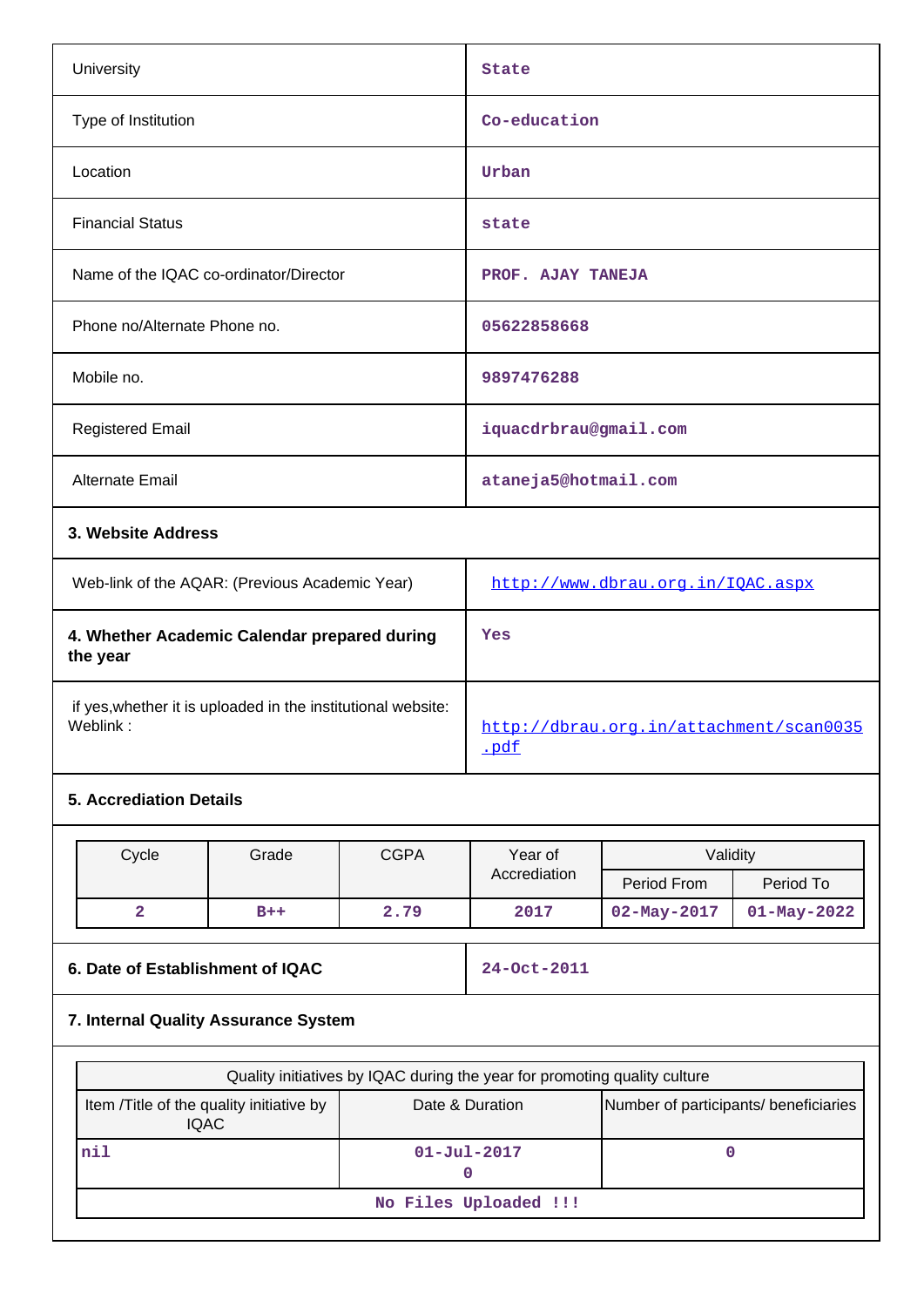| | |
|---|---|
| University | State |
| Type of Institution | Co-education |
| Location | Urban |
| Financial Status | state |
| Name of the IQAC co-ordinator/Director | PROF. AJAY TANEJA |
| Phone no/Alternate Phone no. | 05622858668 |
| Mobile no. | 9897476288 |
| Registered Email | iquacdrbrau@gmail.com |
| Alternate Email | ataneja5@hotmail.com |

**3. Website Address**

| | |
|---|---|
| Web-link of the AQAR: (Previous Academic Year) | http://www.dbrau.org.in/IQAC.aspx |
| **4. Whether Academic Calendar prepared during the year** | Yes |
| if yes,whether it is uploaded in the institutional website: Weblink : | http://dbrau.org.in/attachment/scan0035.pdf |

**5. Accrediation Details**

| Cycle | Grade | CGPA | Year of Accrediation | Validity | |
|---|---|---|---|---|---|
| | | | | Period From | Period To |
| 2 | B++ | 2.79 | 2017 | 02-May-2017 | 01-May-2022 |

| | |
|---|---|
| **6. Date of Establishment of IQAC** | 24-Oct-2011 |

**7. Internal Quality Assurance System**

| Quality initiatives by IQAC during the year for promoting quality culture | | |
|---|---|---|
| Item /Title of the quality initiative by IQAC | Date & Duration | Number of participants/ beneficiaries |
| nil | 01-Jul-2017<br>0 | 0 |
| No Files Uploaded !!! | | |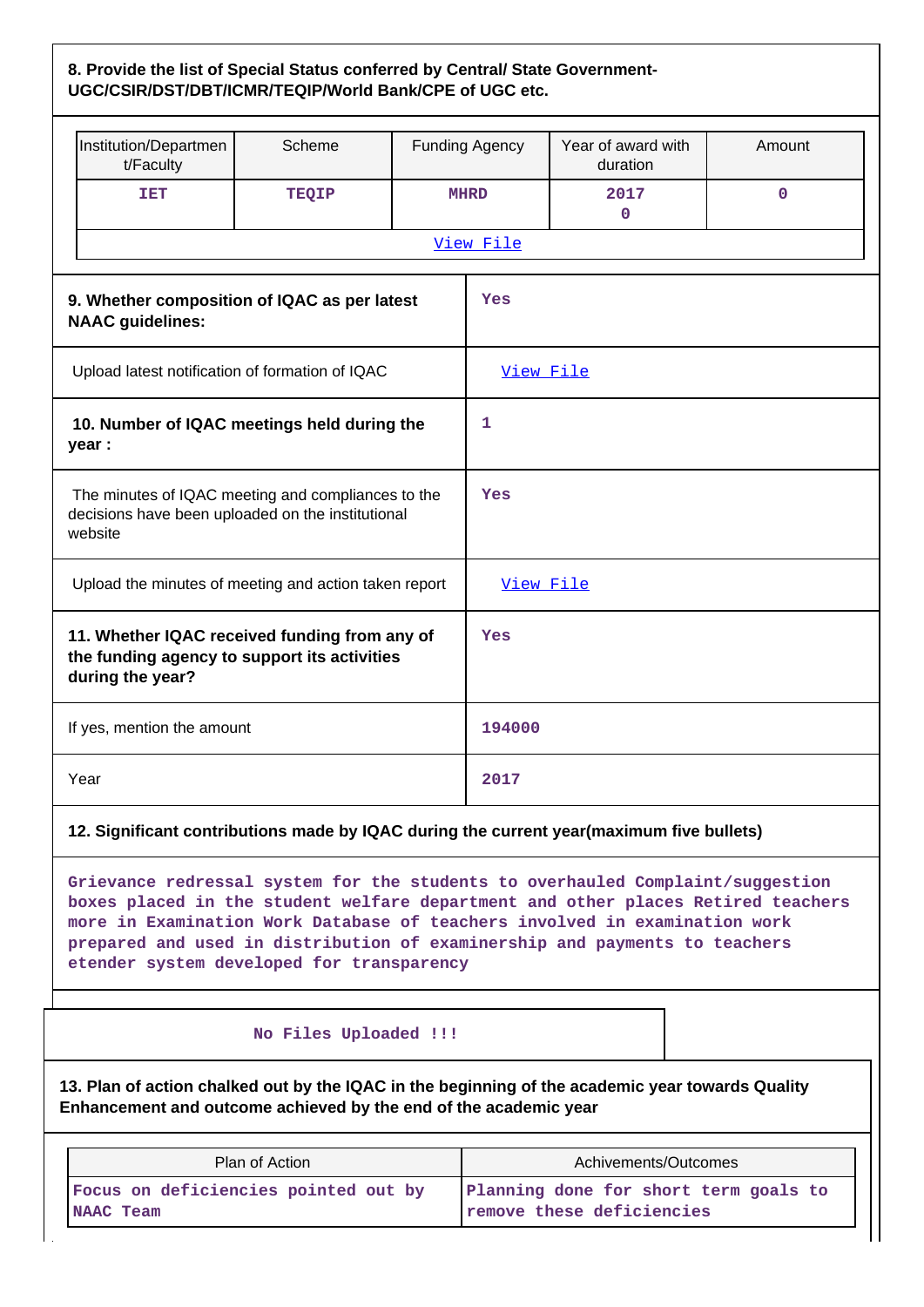**8. Provide the list of Special Status conferred by Central/ State Government- UGC/CSIR/DST/DBT/ICMR/TEQIP/World Bank/CPE of UGC etc.**

| Institution/Department/Faculty | Scheme | Funding Agency | Year of award with duration | Amount |
|---|---|---|---|---|
| IET | TEQIP | MHRD | 2017<br>0 | 0 |
| View File | | | | |

| | |
|---|---|
| **9. Whether composition of IQAC as per latest NAAC guidelines:** | Yes |
| Upload latest notification of formation of IQAC | View File |
| **10. Number of IQAC meetings held during the year :** | 1 |
| The minutes of IQAC meeting and compliances to the decisions have been uploaded on the institutional website | Yes |
| Upload the minutes of meeting and action taken report | View File |
| **11. Whether IQAC received funding from any of the funding agency to support its activities during the year?** | Yes |
| If yes, mention the amount | 194000 |
| Year | 2017 |

**12. Significant contributions made by IQAC during the current year(maximum five bullets)**

Grievance redressal system for the students to overhauled Complaint/suggestion boxes placed in the student welfare department and other places Retired teachers more in Examination Work Database of teachers involved in examination work prepared and used in distribution of examinership and payments to teachers etender system developed for transparency

No Files Uploaded !!!

**13. Plan of action chalked out by the IQAC in the beginning of the academic year towards Quality Enhancement and outcome achieved by the end of the academic year**

| Plan of Action | Achivements/Outcomes |
|---|---|
| Focus on deficiencies pointed out by NAAC Team | Planning done for short term goals to remove these deficiencies |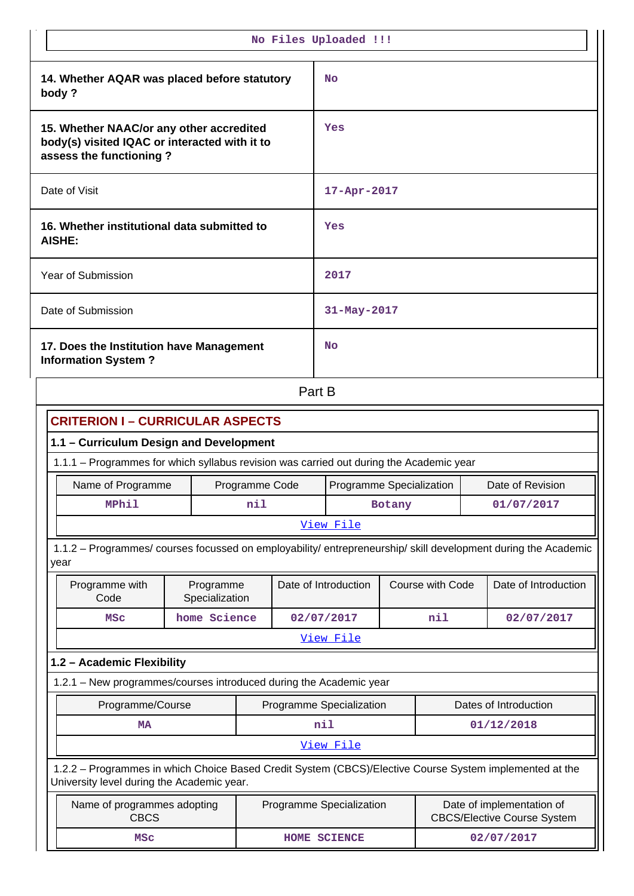No Files Uploaded !!!

| | |
|---|---|
| **14. Whether AQAR was placed before statutory body ?** | No |
| **15. Whether NAAC/or any other accredited body(s) visited IQAC or interacted with it to assess the functioning ?** | Yes |
| Date of Visit | 17-Apr-2017 |
| **16. Whether institutional data submitted to AISHE:** | Yes |
| Year of Submission | 2017 |
| Date of Submission | 31-May-2017 |
| **17. Does the Institution have Management Information System ?** | No |

# Part B

## CRITERION I – CURRICULAR ASPECTS

### 1.1 – Curriculum Design and Development

1.1.1 – Programmes for which syllabus revision was carried out during the Academic year

| Name of Programme | Programme Code | Programme Specialization | Date of Revision |
|---|---|---|---|
| MPhil | nil | Botany | 01/07/2017 |

View File

1.1.2 – Programmes/ courses focussed on employability/ entrepreneurship/ skill development during the Academic year

| Programme with Code | Programme Specialization | Date of Introduction | Course with Code | Date of Introduction |
|---|---|---|---|---|
| MSc | home Science | 02/07/2017 | nil | 02/07/2017 |

View File

### 1.2 – Academic Flexibility

1.2.1 – New programmes/courses introduced during the Academic year

| Programme/Course | Programme Specialization | Dates of Introduction |
|---|---|---|
| MA | nil | 01/12/2018 |

View File

1.2.2 – Programmes in which Choice Based Credit System (CBCS)/Elective Course System implemented at the University level during the Academic year.

| Name of programmes adopting CBCS | Programme Specialization | Date of implementation of CBCS/Elective Course System |
|---|---|---|
| MSc | HOME SCIENCE | 02/07/2017 |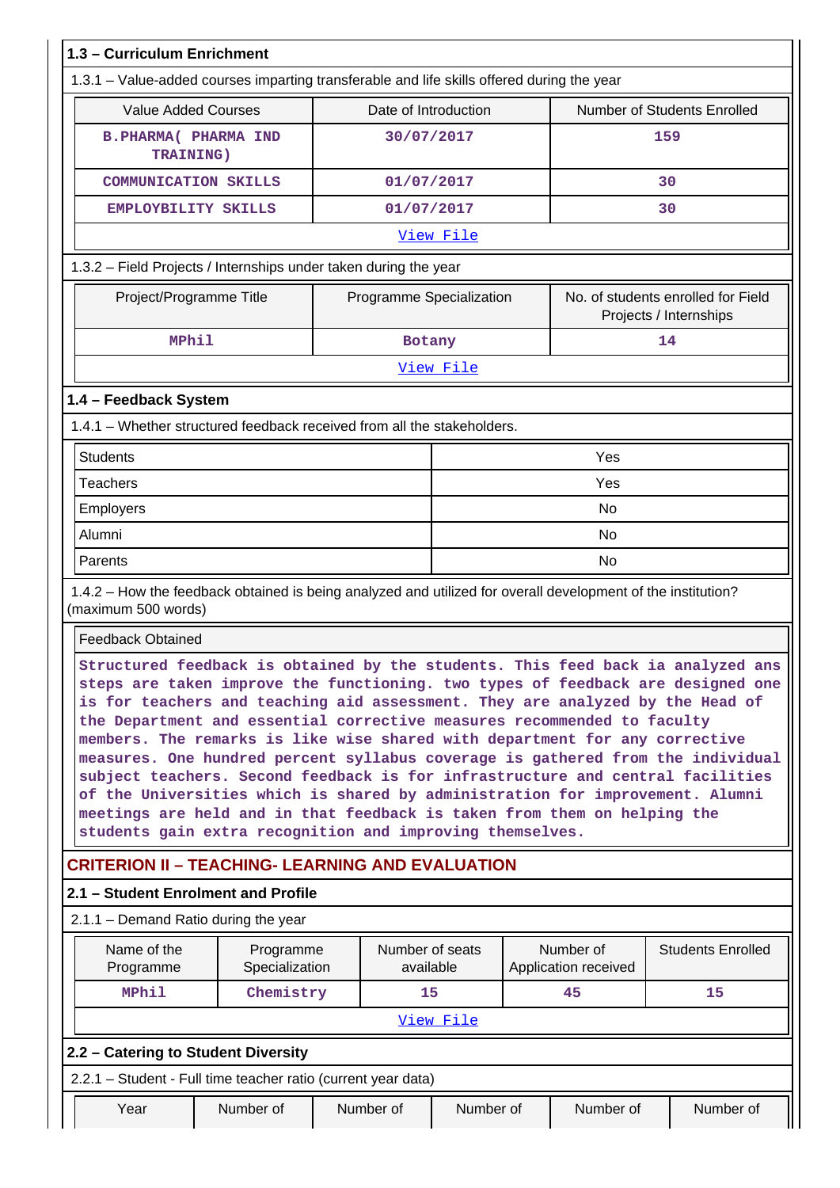### 1.3 – Curriculum Enrichment

1.3.1 – Value-added courses imparting transferable and life skills offered during the year

| Value Added Courses | Date of Introduction | Number of Students Enrolled |
|---|---|---|
| B.PHARMA( PHARMA IND TRAINING) | 30/07/2017 | 159 |
| COMMUNICATION SKILLS | 01/07/2017 | 30 |
| EMPLOYBILITY SKILLS | 01/07/2017 | 30 |

View File

1.3.2 – Field Projects / Internships under taken during the year

| Project/Programme Title | Programme Specialization | No. of students enrolled for Field Projects / Internships |
|---|---|---|
| MPhil | Botany | 14 |

View File

### 1.4 – Feedback System

1.4.1 – Whether structured feedback received from all the stakeholders.

| | |
|---|---|
| Students | Yes |
| Teachers | Yes |
| Employers | No |
| Alumni | No |
| Parents | No |

1.4.2 – How the feedback obtained is being analyzed and utilized for overall development of the institution? (maximum 500 words)

Feedback Obtained

Structured feedback is obtained by the students. This feed back ia analyzed ans steps are taken improve the functioning. two types of feedback are designed one is for teachers and teaching aid assessment. They are analyzed by the Head of the Department and essential corrective measures recommended to faculty members. The remarks is like wise shared with department for any corrective measures. One hundred percent syllabus coverage is gathered from the individual subject teachers. Second feedback is for infrastructure and central facilities of the Universities which is shared by administration for improvement. Alumni meetings are held and in that feedback is taken from them on helping the students gain extra recognition and improving themselves.

## CRITERION II – TEACHING- LEARNING AND EVALUATION

### 2.1 – Student Enrolment and Profile

2.1.1 – Demand Ratio during the year

| Name of the Programme | Programme Specialization | Number of seats available | Number of Application received | Students Enrolled |
|---|---|---|---|---|
| MPhil | Chemistry | 15 | 45 | 15 |

View File

### 2.2 – Catering to Student Diversity

2.2.1 – Student - Full time teacher ratio (current year data)

| Year | Number of | Number of | Number of | Number of | Number of |
|---|---|---|---|---|---|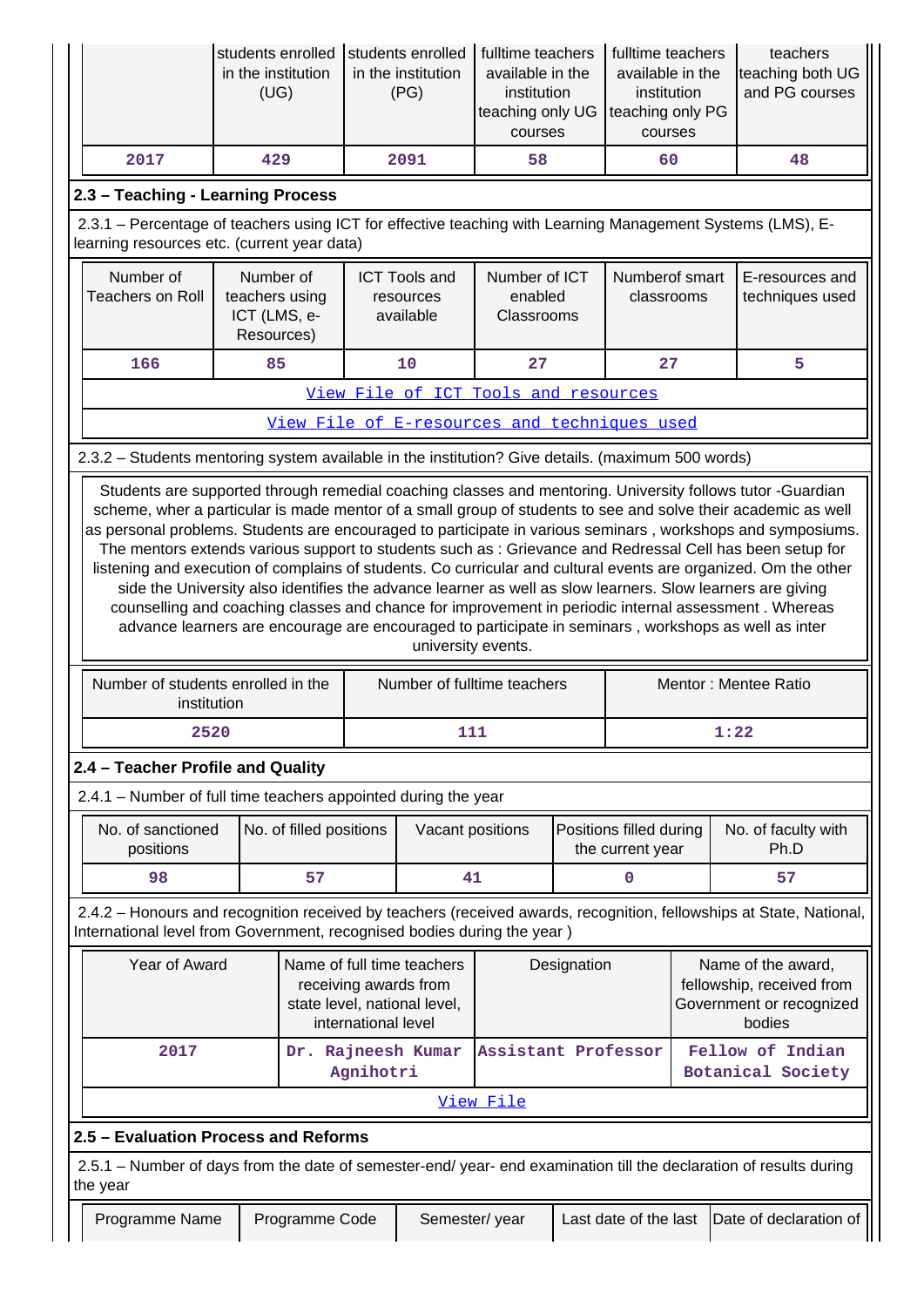| | students enrolled in the institution (UG) | students enrolled in the institution (PG) | fulltime teachers available in the institution teaching only UG courses | fulltime teachers available in the institution teaching only PG courses | teachers teaching both UG and PG courses |
|---|---|---|---|---|---|
| 2017 | 429 | 2091 | 58 | 60 | 48 |

**2.3 – Teaching - Learning Process**

2.3.1 – Percentage of teachers using ICT for effective teaching with Learning Management Systems (LMS), E-learning resources etc. (current year data)

| Number of Teachers on Roll | Number of teachers using ICT (LMS, e-Resources) | ICT Tools and resources available | Number of ICT enabled Classrooms | Numberof smart classrooms | E-resources and techniques used |
|---|---|---|---|---|---|
| 166 | 85 | 10 | 27 | 27 | 5 |
| View File of ICT Tools and resources | | | | | |
| View File of E-resources and techniques used | | | | | |

2.3.2 – Students mentoring system available in the institution? Give details. (maximum 500 words)

Students are supported through remedial coaching classes and mentoring. University follows tutor -Guardian scheme, wher a particular is made mentor of a small group of students to see and solve their academic as well as personal problems. Students are encouraged to participate in various seminars , workshops and symposiums. The mentors extends various support to students such as : Grievance and Redressal Cell has been setup for listening and execution of complains of students. Co curricular and cultural events are organized. Om the other side the University also identifies the advance learner as well as slow learners. Slow learners are giving counselling and coaching classes and chance for improvement in periodic internal assessment . Whereas advance learners are encourage are encouraged to participate in seminars , workshops as well as inter university events.

| Number of students enrolled in the institution | Number of fulltime teachers | Mentor : Mentee Ratio |
|---|---|---|
| 2520 | 111 | 1:22 |

**2.4 – Teacher Profile and Quality**

2.4.1 – Number of full time teachers appointed during the year

| No. of sanctioned positions | No. of filled positions | Vacant positions | Positions filled during the current year | No. of faculty with Ph.D |
|---|---|---|---|---|
| 98 | 57 | 41 | 0 | 57 |

2.4.2 – Honours and recognition received by teachers (received awards, recognition, fellowships at State, National, International level from Government, recognised bodies during the year )

| Year of Award | Name of full time teachers receiving awards from state level, national level, international level | Designation | Name of the award, fellowship, received from Government or recognized bodies |
|---|---|---|---|
| 2017 | Dr. Rajneesh Kumar Agnihotri | Assistant Professor | Fellow of Indian Botanical Society |
| View File | | | |

**2.5 – Evaluation Process and Reforms**

2.5.1 – Number of days from the date of semester-end/ year- end examination till the declaration of results during the year

| Programme Name | Programme Code | Semester/ year | Last date of the last | Date of declaration of |
|---|---|---|---|---|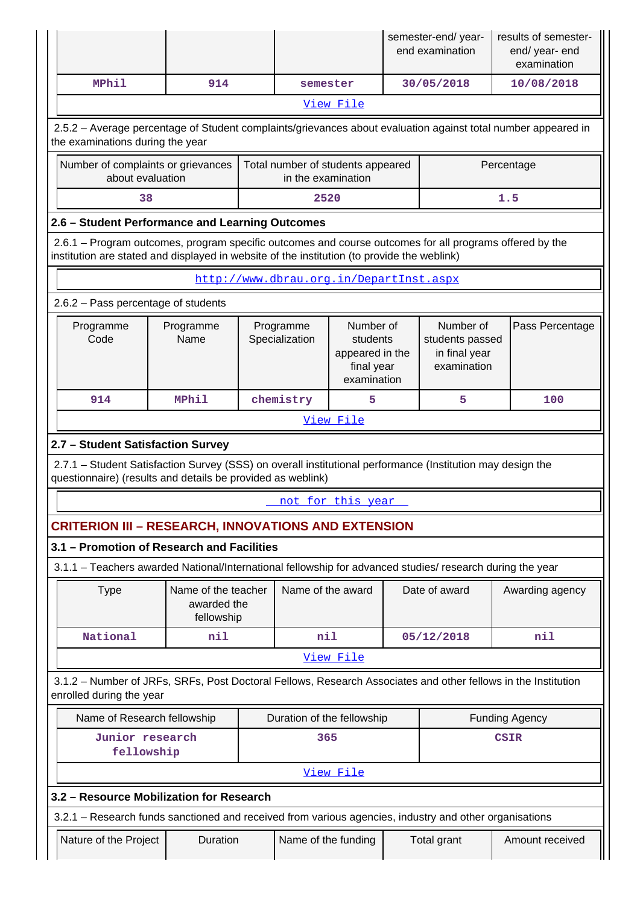| | | | semester-end/ year-end examination | results of semester-end/ year- end examination |
|---|---|---|---|---|
| MPhil | 914 | semester | 30/05/2018 | 10/08/2018 |

View File

2.5.2 – Average percentage of Student complaints/grievances about evaluation against total number appeared in the examinations during the year

| Number of complaints or grievances about evaluation | Total number of students appeared in the examination | Percentage |
|---|---|---|
| 38 | 2520 | 1.5 |

### 2.6 – Student Performance and Learning Outcomes

2.6.1 – Program outcomes, program specific outcomes and course outcomes for all programs offered by the institution are stated and displayed in website of the institution (to provide the weblink)

http://www.dbrau.org.in/DepartInst.aspx

2.6.2 – Pass percentage of students

| Programme Code | Programme Name | Programme Specialization | Number of students appeared in the final year examination | Number of students passed in final year examination | Pass Percentage |
|---|---|---|---|---|---|
| 914 | MPhil | chemistry | 5 | 5 | 100 |

View File

### 2.7 – Student Satisfaction Survey

2.7.1 – Student Satisfaction Survey (SSS) on overall institutional performance (Institution may design the questionnaire) (results and details be provided as weblink)

not for this year

## CRITERION III – RESEARCH, INNOVATIONS AND EXTENSION

### 3.1 – Promotion of Research and Facilities

3.1.1 – Teachers awarded National/International fellowship for advanced studies/ research during the year

| Type | Name of the teacher awarded the fellowship | Name of the award | Date of award | Awarding agency |
|---|---|---|---|---|
| National | nil | nil | 05/12/2018 | nil |

View File

3.1.2 – Number of JRFs, SRFs, Post Doctoral Fellows, Research Associates and other fellows in the Institution enrolled during the year

| Name of Research fellowship | Duration of the fellowship | Funding Agency |
|---|---|---|
| Junior research fellowship | 365 | CSIR |

View File

### 3.2 – Resource Mobilization for Research

3.2.1 – Research funds sanctioned and received from various agencies, industry and other organisations

| Nature of the Project | Duration | Name of the funding | Total grant | Amount received |
|---|---|---|---|---|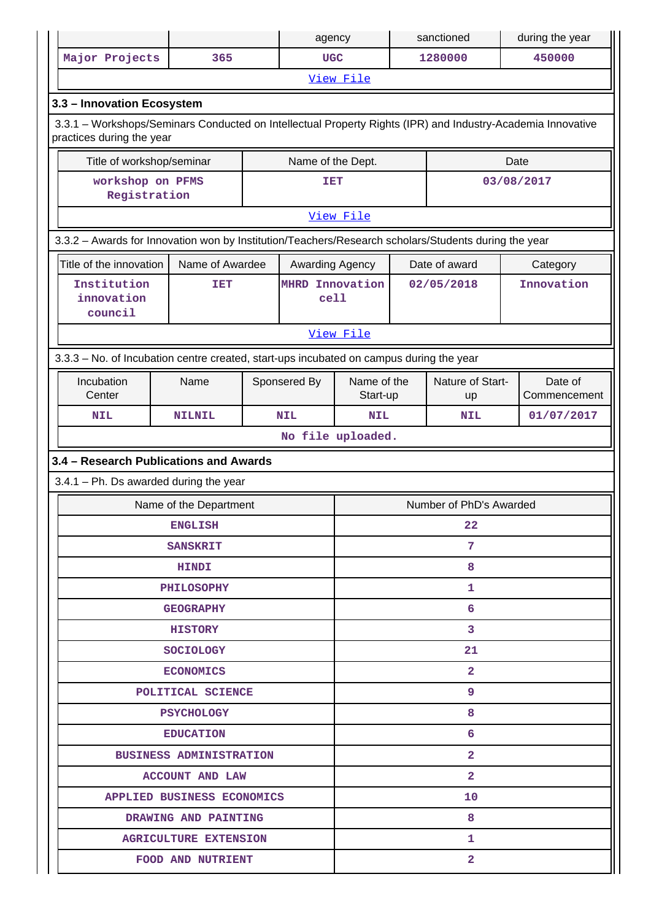| | | agency | sanctioned | during the year |
|---|---|---|---|---|
| Major Projects | 365 | UGC | 1280000 | 450000 |
| View File | | | | |

### 3.3 – Innovation Ecosystem

3.3.1 – Workshops/Seminars Conducted on Intellectual Property Rights (IPR) and Industry-Academia Innovative practices during the year

| Title of workshop/seminar | Name of the Dept. | Date |
|---|---|---|
| workshop on PFMS Registration | IET | 03/08/2017 |
| View File | | |

3.3.2 – Awards for Innovation won by Institution/Teachers/Research scholars/Students during the year

| Title of the innovation | Name of Awardee | Awarding Agency | Date of award | Category |
|---|---|---|---|---|
| Institution innovation council | IET | MHRD Innovation cell | 02/05/2018 | Innovation |
| View File | | | | |

3.3.3 – No. of Incubation centre created, start-ups incubated on campus during the year

| Incubation Center | Name | Sponsered By | Name of the Start-up | Nature of Start-up | Date of Commencement |
|---|---|---|---|---|---|
| NIL | NILNIL | NIL | NIL | NIL | 01/07/2017 |
| No file uploaded. | | | | | |

### 3.4 – Research Publications and Awards

3.4.1 – Ph. Ds awarded during the year

| Name of the Department | Number of PhD's Awarded |
|---|---|
| ENGLISH | 22 |
| SANSKRIT | 7 |
| HINDI | 8 |
| PHILOSOPHY | 1 |
| GEOGRAPHY | 6 |
| HISTORY | 3 |
| SOCIOLOGY | 21 |
| ECONOMICS | 2 |
| POLITICAL SCIENCE | 9 |
| PSYCHOLOGY | 8 |
| EDUCATION | 6 |
| BUSINESS ADMINISTRATION | 2 |
| ACCOUNT AND LAW | 2 |
| APPLIED BUSINESS ECONOMICS | 10 |
| DRAWING AND PAINTING | 8 |
| AGRICULTURE EXTENSION | 1 |
| FOOD AND NUTRIENT | 2 |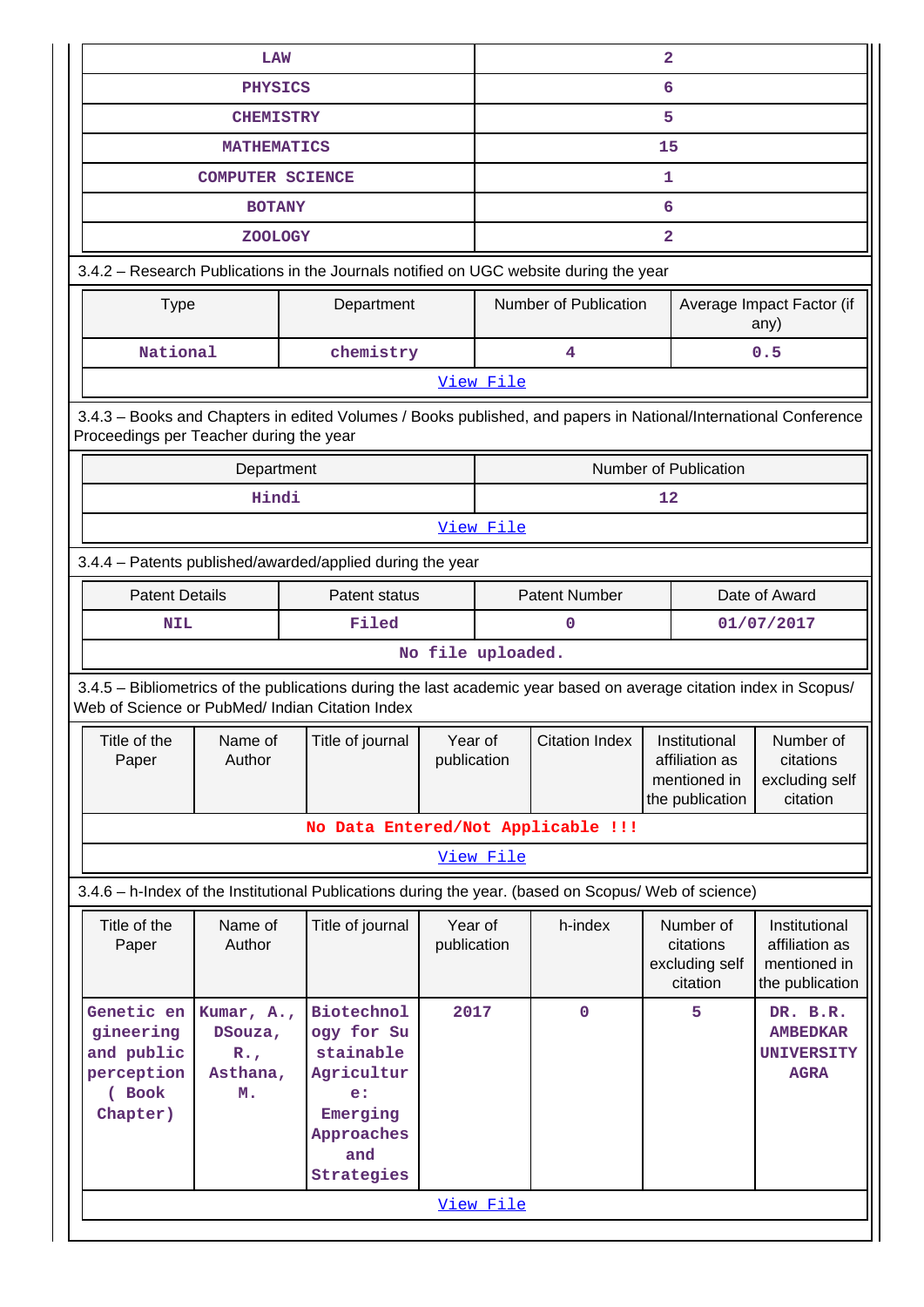| LAW | 2 |
|---|---|
| PHYSICS | 6 |
| CHEMISTRY | 5 |
| MATHEMATICS | 15 |
| COMPUTER SCIENCE | 1 |
| BOTANY | 6 |
| ZOOLOGY | 2 |

3.4.2 – Research Publications in the Journals notified on UGC website during the year

| Type | Department | Number of Publication | Average Impact Factor (if any) |
|---|---|---|---|
| National | chemistry | 4 | 0.5 |

View File

3.4.3 – Books and Chapters in edited Volumes / Books published, and papers in National/International Conference Proceedings per Teacher during the year

| Department | Number of Publication |
|---|---|
| Hindi | 12 |

View File

3.4.4 – Patents published/awarded/applied during the year

| Patent Details | Patent status | Patent Number | Date of Award |
|---|---|---|---|
| NIL | Filed | 0 | 01/07/2017 |

No file uploaded.

3.4.5 – Bibliometrics of the publications during the last academic year based on average citation index in Scopus/ Web of Science or PubMed/ Indian Citation Index

| Title of the Paper | Name of Author | Title of journal | Year of publication | Citation Index | Institutional affiliation as mentioned in the publication | Number of citations excluding self citation |
|---|---|---|---|---|---|---|

No Data Entered/Not Applicable !!!

View File

3.4.6 – h-Index of the Institutional Publications during the year. (based on Scopus/ Web of science)

| Title of the Paper | Name of Author | Title of journal | Year of publication | h-index | Number of citations excluding self citation | Institutional affiliation as mentioned in the publication |
|---|---|---|---|---|---|---|
| Genetic engineering and public perception ( Book Chapter) | Kumar, A., DSouza, R., Asthana, M. | Biotechnology for Sustainable Agriculture: Emerging Approaches and Strategies | 2017 | 0 | 5 | DR. B.R. AMBEDKAR UNIVERSITY AGRA |

View File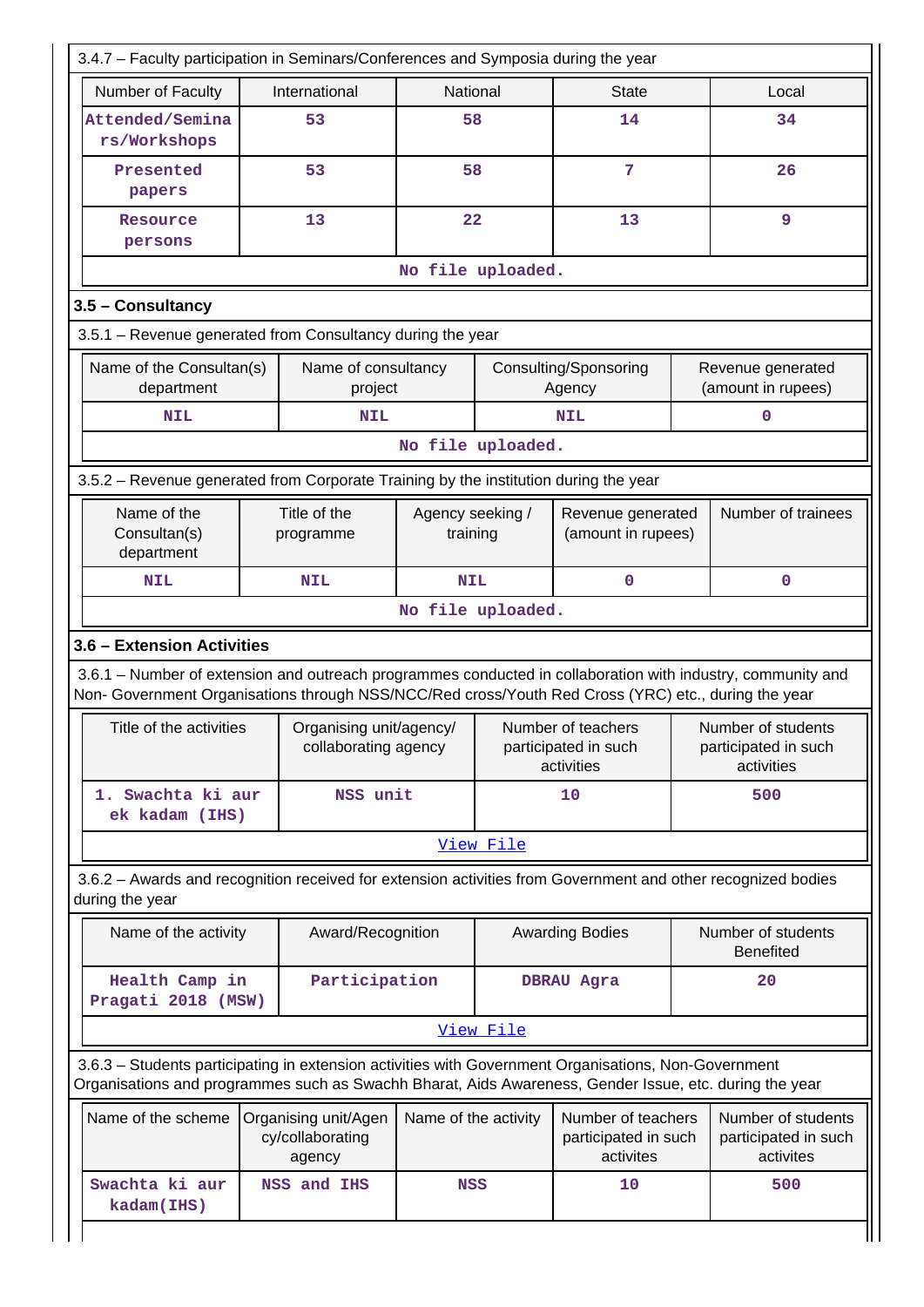3.4.7 – Faculty participation in Seminars/Conferences and Symposia during the year

| Number of Faculty | International | National | State | Local |
|---|---|---|---|---|
| Attended/Seminars/Workshops | 53 | 58 | 14 | 34 |
| Presented papers | 53 | 58 | 7 | 26 |
| Resource persons | 13 | 22 | 13 | 9 |

No file uploaded.

### 3.5 – Consultancy

3.5.1 – Revenue generated from Consultancy during the year

| Name of the Consultan(s) department | Name of consultancy project | Consulting/Sponsoring Agency | Revenue generated (amount in rupees) |
|---|---|---|---|
| NIL | NIL | NIL | 0 |

No file uploaded.

3.5.2 – Revenue generated from Corporate Training by the institution during the year

| Name of the Consultan(s) department | Title of the programme | Agency seeking / training | Revenue generated (amount in rupees) | Number of trainees |
|---|---|---|---|---|
| NIL | NIL | NIL | 0 | 0 |

No file uploaded.

### 3.6 – Extension Activities

3.6.1 – Number of extension and outreach programmes conducted in collaboration with industry, community and Non- Government Organisations through NSS/NCC/Red cross/Youth Red Cross (YRC) etc., during the year

| Title of the activities | Organising unit/agency/ collaborating agency | Number of teachers participated in such activities | Number of students participated in such activities |
|---|---|---|---|
| 1. Swachta ki aur ek kadam (IHS) | NSS unit | 10 | 500 |

View File

3.6.2 – Awards and recognition received for extension activities from Government and other recognized bodies during the year

| Name of the activity | Award/Recognition | Awarding Bodies | Number of students Benefited |
|---|---|---|---|
| Health Camp in Pragati 2018 (MSW) | Participation | DBRAU Agra | 20 |

View File

3.6.3 – Students participating in extension activities with Government Organisations, Non-Government Organisations and programmes such as Swachh Bharat, Aids Awareness, Gender Issue, etc. during the year

| Name of the scheme | Organising unit/Agency/collaborating agency | Name of the activity | Number of teachers participated in such activites | Number of students participated in such activites |
|---|---|---|---|---|
| Swachta ki aur kadam(IHS) | NSS and IHS | NSS | 10 | 500 |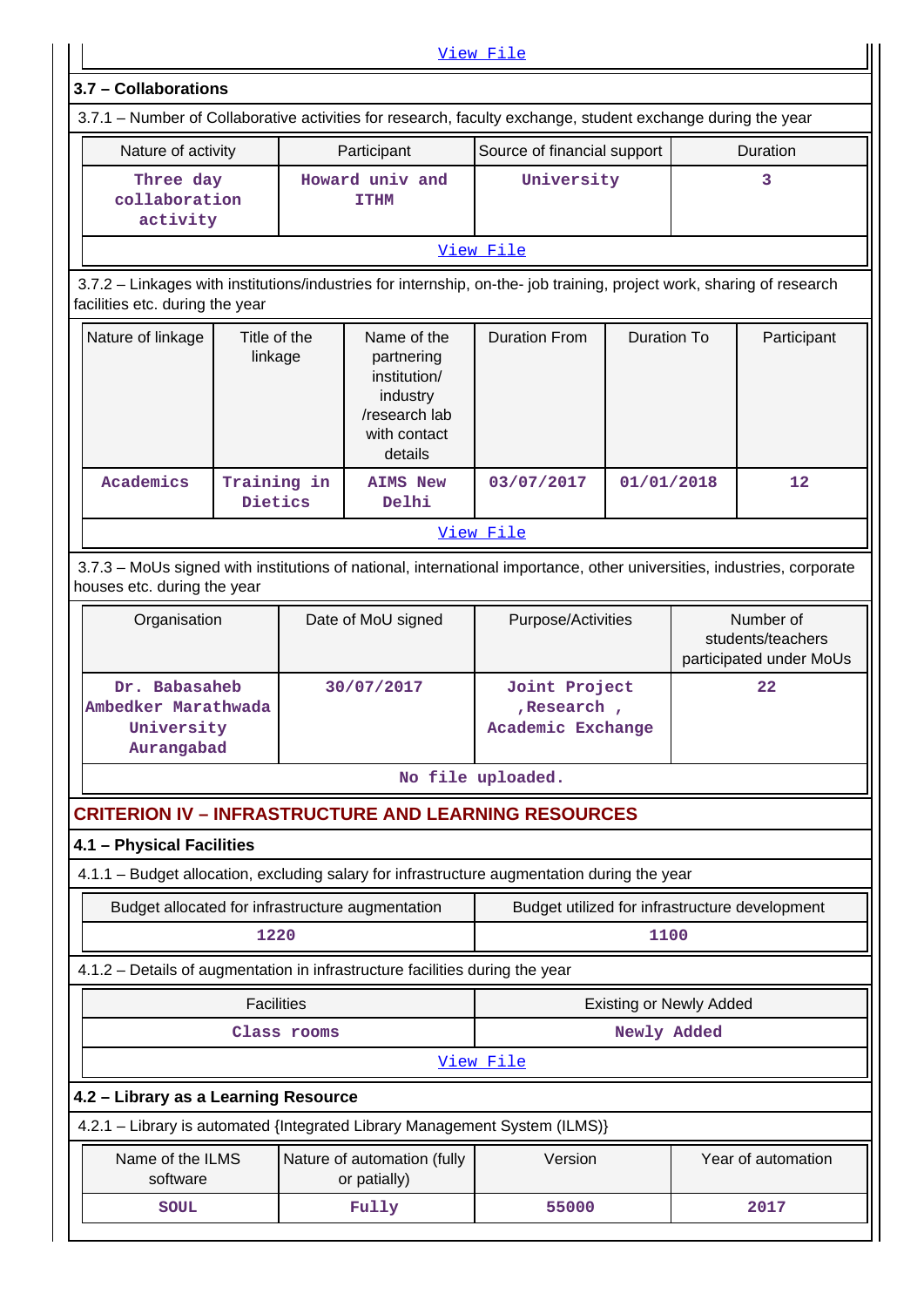[View File](#)

### 3.7 – Collaborations

3.7.1 – Number of Collaborative activities for research, faculty exchange, student exchange during the year

| Nature of activity | Participant | Source of financial support | Duration |
| --- | --- | --- | --- |
| Three day collaboration activity | Howard univ and ITHM | University | 3 |

[View File](#)

3.7.2 – Linkages with institutions/industries for internship, on-the- job training, project work, sharing of research facilities etc. during the year

| Nature of linkage | Title of the linkage | Name of the partnering institution/ industry /research lab with contact details | Duration From | Duration To | Participant |
| --- | --- | --- | --- | --- | --- |
| Academics | Training in Dietics | AIMS New Delhi | 03/07/2017 | 01/01/2018 | 12 |

[View File](#)

3.7.3 – MoUs signed with institutions of national, international importance, other universities, industries, corporate houses etc. during the year

| Organisation | Date of MoU signed | Purpose/Activities | Number of students/teachers participated under MoUs |
| --- | --- | --- | --- |
| Dr. Babasaheb Ambedker Marathwada University Aurangabad | 30/07/2017 | Joint Project ,Research , Academic Exchange | 22 |

No file uploaded.

## CRITERION IV – INFRASTRUCTURE AND LEARNING RESOURCES

### 4.1 – Physical Facilities

4.1.1 – Budget allocation, excluding salary for infrastructure augmentation during the year

| Budget allocated for infrastructure augmentation | Budget utilized for infrastructure development |
| --- | --- |
| 1220 | 1100 |

4.1.2 – Details of augmentation in infrastructure facilities during the year

| Facilities | Existing or Newly Added |
| --- | --- |
| Class rooms | Newly Added |

[View File](#)

### 4.2 – Library as a Learning Resource

4.2.1 – Library is automated {Integrated Library Management System (ILMS)}

| Name of the ILMS software | Nature of automation (fully or patially) | Version | Year of automation |
| --- | --- | --- | --- |
| SOUL | Fully | 55000 | 2017 |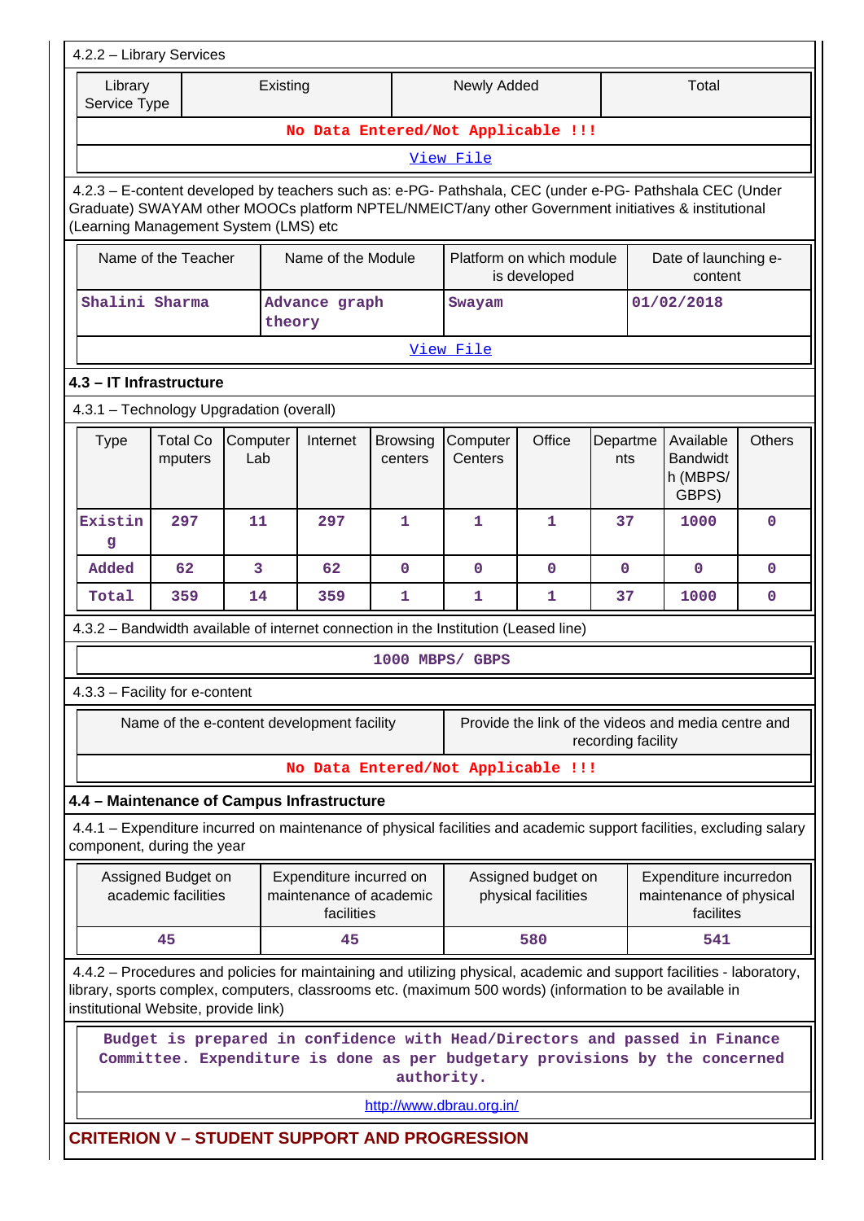4.2.2 – Library Services

| Library Service Type | Existing | Newly Added | Total |
|---|---|---|---|
| No Data Entered/Not Applicable !!! | | | |

[View File](#)

4.2.3 – E-content developed by teachers such as: e-PG- Pathshala, CEC (under e-PG- Pathshala CEC (Under Graduate) SWAYAM other MOOCs platform NPTEL/NMEICT/any other Government initiatives & institutional (Learning Management System (LMS) etc

| Name of the Teacher | Name of the Module | Platform on which module is developed | Date of launching e-content |
|---|---|---|---|
| Shalini Sharma | Advance graph theory | Swayam | 01/02/2018 |

[View File](#)

### 4.3 – IT Infrastructure

4.3.1 – Technology Upgradation (overall)

| Type | Total Computers | Computer Lab | Internet | Browsing centers | Computer Centers | Office | Departments | Available Bandwidth (MBPS/ GBPS) | Others |
|---|---|---|---|---|---|---|---|---|---|
| Existing | 297 | 11 | 297 | 1 | 1 | 1 | 37 | 1000 | 0 |
| Added | 62 | 3 | 62 | 0 | 0 | 0 | 0 | 0 | 0 |
| Total | 359 | 14 | 359 | 1 | 1 | 1 | 37 | 1000 | 0 |

4.3.2 – Bandwidth available of internet connection in the Institution (Leased line)

1000 MBPS/ GBPS

4.3.3 – Facility for e-content

| Name of the e-content development facility | Provide the link of the videos and media centre and recording facility |
|---|---|
| No Data Entered/Not Applicable !!! | |

### 4.4 – Maintenance of Campus Infrastructure

4.4.1 – Expenditure incurred on maintenance of physical facilities and academic support facilities, excluding salary component, during the year

| Assigned Budget on academic facilities | Expenditure incurred on maintenance of academic facilities | Assigned budget on physical facilities | Expenditure incurredon maintenance of physical facilites |
|---|---|---|---|
| 45 | 45 | 580 | 541 |

4.4.2 – Procedures and policies for maintaining and utilizing physical, academic and support facilities - laboratory, library, sports complex, computers, classrooms etc. (maximum 500 words) (information to be available in institutional Website, provide link)

Budget is prepared in confidence with Head/Directors and passed in Finance Committee. Expenditure is done as per budgetary provisions by the concerned authority.

[http://www.dbrau.org.in/](http://www.dbrau.org.in/)

## CRITERION V – STUDENT SUPPORT AND PROGRESSION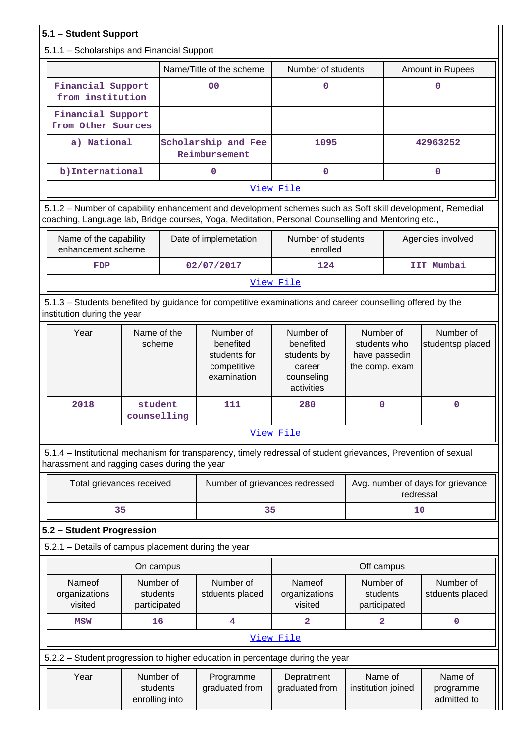## 5.1 – Student Support

5.1.1 – Scholarships and Financial Support

| | Name/Title of the scheme | Number of students | Amount in Rupees |
|---|---|---|---|
| Financial Support from institution | 00 | 0 | 0 |
| Financial Support from Other Sources | | | |
| a) National | Scholarship and Fee Reimbursement | 1095 | 42963252 |
| b)International | 0 | 0 | 0 |

View File

5.1.2 – Number of capability enhancement and development schemes such as Soft skill development, Remedial coaching, Language lab, Bridge courses, Yoga, Meditation, Personal Counselling and Mentoring etc.,

| Name of the capability enhancement scheme | Date of implemetation | Number of students enrolled | Agencies involved |
|---|---|---|---|
| FDP | 02/07/2017 | 124 | IIT Mumbai |

View File

5.1.3 – Students benefited by guidance for competitive examinations and career counselling offered by the institution during the year

| Year | Name of the scheme | Number of benefited students for competitive examination | Number of benefited students by career counseling activities | Number of students who have passedin the comp. exam | Number of studentsp placed |
|---|---|---|---|---|---|
| 2018 | student counselling | 111 | 280 | 0 | 0 |

View File

5.1.4 – Institutional mechanism for transparency, timely redressal of student grievances, Prevention of sexual harassment and ragging cases during the year

| Total grievances received | Number of grievances redressed | Avg. number of days for grievance redressal |
|---|---|---|
| 35 | 35 | 10 |

## 5.2 – Student Progression

5.2.1 – Details of campus placement during the year

| On campus | | | Off campus | | |
|---|---|---|---|---|---|
| Nameof organizations visited | Number of students participated | Number of stduents placed | Nameof organizations visited | Number of students participated | Number of stduents placed |
| MSW | 16 | 4 | 2 | 2 | 0 |

View File

5.2.2 – Student progression to higher education in percentage during the year

| Year | Number of students enrolling into | Programme graduated from | Depratment graduated from | Name of institution joined | Name of programme admitted to |
|---|---|---|---|---|---|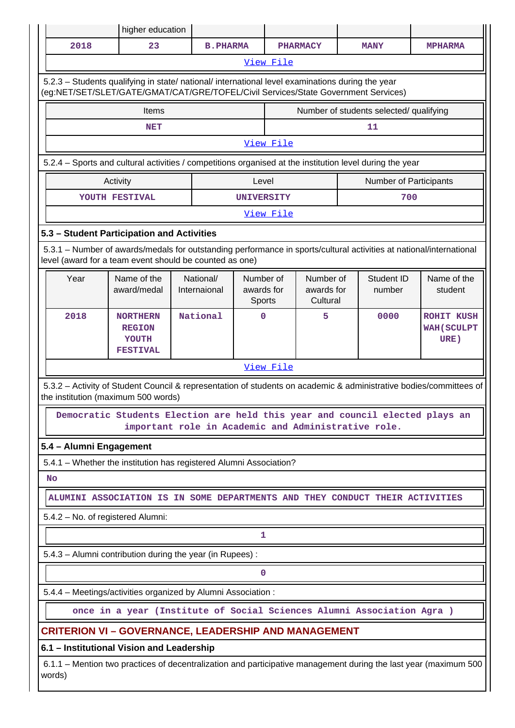| | higher education | | | | |
|---|---|---|---|---|---|
| 2018 | 23 | B.PHARMA | PHARMACY | MANY | MPHARMA |

View File

5.2.3 – Students qualifying in state/ national/ international level examinations during the year (eg:NET/SET/SLET/GATE/GMAT/CAT/GRE/TOFEL/Civil Services/State Government Services)

| Items | Number of students selected/ qualifying |
|---|---|
| NET | 11 |

View File

5.2.4 – Sports and cultural activities / competitions organised at the institution level during the year

| Activity | Level | Number of Participants |
|---|---|---|
| YOUTH FESTIVAL | UNIVERSITY | 700 |

View File

### 5.3 – Student Participation and Activities

5.3.1 – Number of awards/medals for outstanding performance in sports/cultural activities at national/international level (award for a team event should be counted as one)

| Year | Name of the award/medal | National/ Internaional | Number of awards for Sports | Number of awards for Cultural | Student ID number | Name of the student |
|---|---|---|---|---|---|---|
| 2018 | NORTHERN REGION YOUTH FESTIVAL | National | 0 | 5 | 0000 | ROHIT KUSH WAH(SCULPT URE) |

View File

5.3.2 – Activity of Student Council & representation of students on academic & administrative bodies/committees of the institution (maximum 500 words)

Democratic Students Election are held this year and council elected plays an important role in Academic and Administrative role.

### 5.4 – Alumni Engagement

5.4.1 – Whether the institution has registered Alumni Association?

No

ALUMINI ASSOCIATION IS IN SOME DEPARTMENTS AND THEY CONDUCT THEIR ACTIVITIES

5.4.2 – No. of registered Alumni:

1

5.4.3 – Alumni contribution during the year (in Rupees) :

0

5.4.4 – Meetings/activities organized by Alumni Association :

once in a year (Institute of Social Sciences Alumni Association Agra )

## CRITERION VI – GOVERNANCE, LEADERSHIP AND MANAGEMENT

### 6.1 – Institutional Vision and Leadership

6.1.1 – Mention two practices of decentralization and participative management during the last year (maximum 500 words)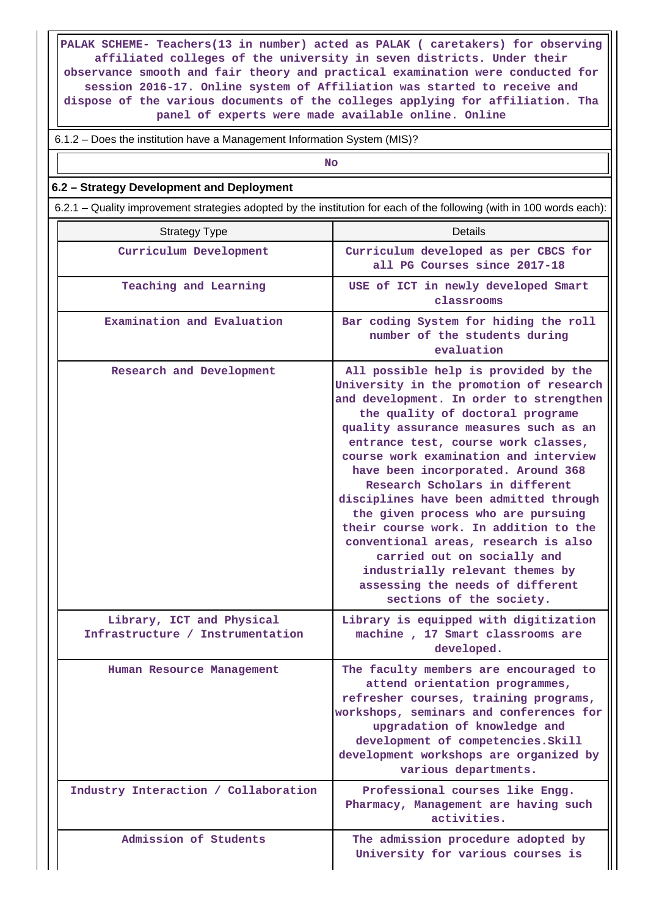PALAK SCHEME- Teachers(13 in number) acted as PALAK ( caretakers) for observing affiliated colleges of the university in seven districts. Under their observance smooth and fair theory and practical examination were conducted for session 2016-17. Online system of Affiliation was started to receive and dispose of the various documents of the colleges applying for affiliation. Tha panel of experts were made available online. Online

6.1.2 – Does the institution have a Management Information System (MIS)?

No

## 6.2 – Strategy Development and Deployment

6.2.1 – Quality improvement strategies adopted by the institution for each of the following (with in 100 words each):

| Strategy Type | Details |
| --- | --- |
| Curriculum Development | Curriculum developed as per CBCS for all PG Courses since 2017-18 |
| Teaching and Learning | USE of ICT in newly developed Smart classrooms |
| Examination and Evaluation | Bar coding System for hiding the roll number of the students during evaluation |
| Research and Development | All possible help is provided by the University in the promotion of research and development. In order to strengthen the quality of doctoral programe quality assurance measures such as an entrance test, course work classes, course work examination and interview have been incorporated. Around 368 Research Scholars in different disciplines have been admitted through the given process who are pursuing their course work. In addition to the conventional areas, research is also carried out on socially and industrially relevant themes by assessing the needs of different sections of the society. |
| Library, ICT and Physical Infrastructure / Instrumentation | Library is equipped with digitization machine , 17 Smart classrooms are developed. |
| Human Resource Management | The faculty members are encouraged to attend orientation programmes, refresher courses, training programs, workshops, seminars and conferences for upgradation of knowledge and development of competencies.Skill development workshops are organized by various departments. |
| Industry Interaction / Collaboration | Professional courses like Engg. Pharmacy, Management are having such activities. |
| Admission of Students | The admission procedure adopted by University for various courses is |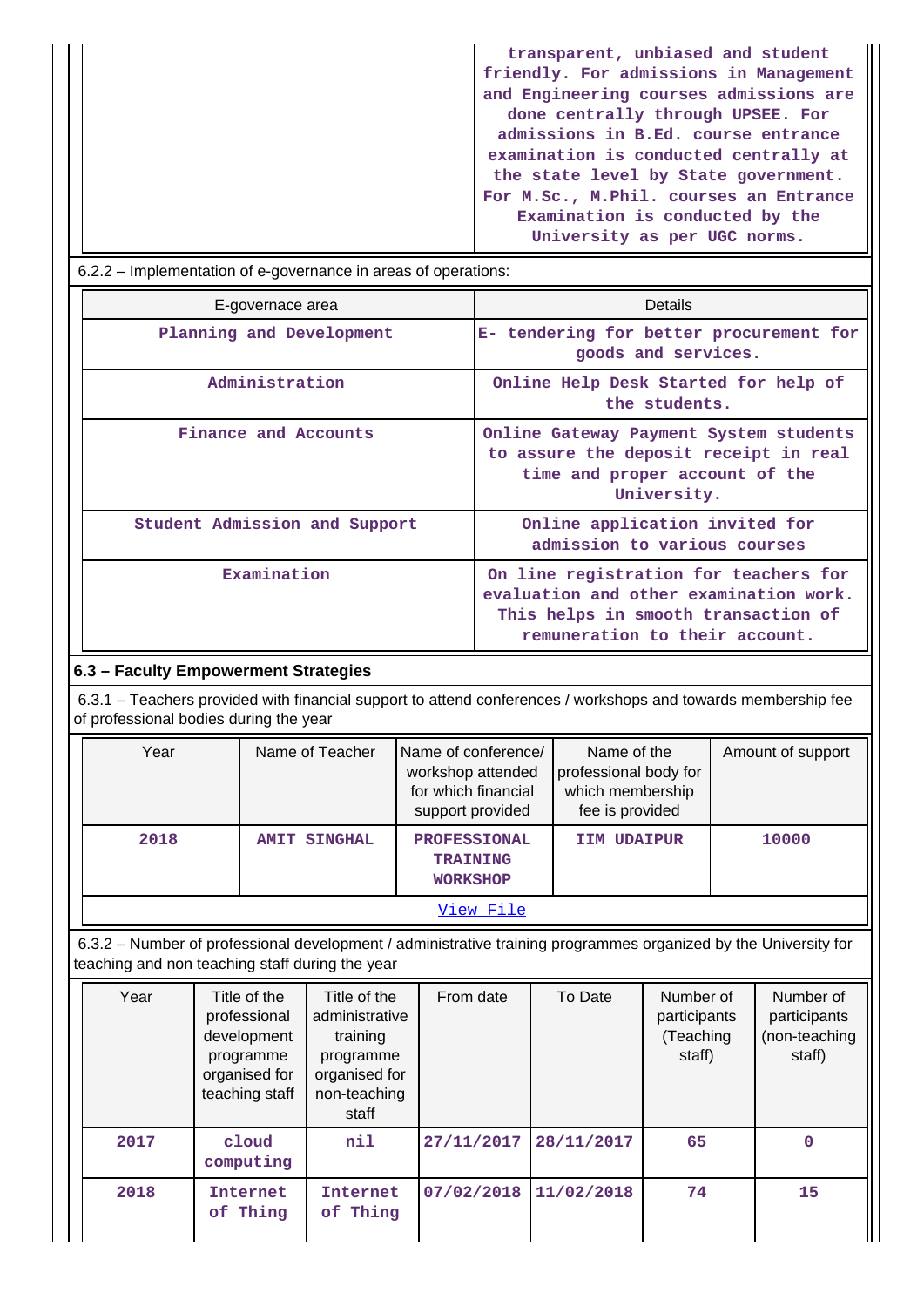| | |
|---|---|
| | transparent, unbiased and student friendly. For admissions in Management and Engineering courses admissions are done centrally through UPSEE. For admissions in B.Ed. course entrance examination is conducted centrally at the state level by State government. For M.Sc., M.Phil. courses an Entrance Examination is conducted by the University as per UGC norms. |

6.2.2 – Implementation of e-governance in areas of operations:

| E-governace area | Details |
|---|---|
| Planning and Development | E- tendering for better procurement for goods and services. |
| Administration | Online Help Desk Started for help of the students. |
| Finance and Accounts | Online Gateway Payment System students to assure the deposit receipt in real time and proper account of the University. |
| Student Admission and Support | Online application invited for admission to various courses |
| Examination | On line registration for teachers for evaluation and other examination work. This helps in smooth transaction of remuneration to their account. |

**6.3 – Faculty Empowerment Strategies**

6.3.1 – Teachers provided with financial support to attend conferences / workshops and towards membership fee of professional bodies during the year

| Year | Name of Teacher | Name of conference/ workshop attended for which financial support provided | Name of the professional body for which membership fee is provided | Amount of support |
|---|---|---|---|---|
| 2018 | AMIT SINGHAL | PROFESSIONAL TRAINING WORKSHOP | IIM UDAIPUR | 10000 |

View File

6.3.2 – Number of professional development / administrative training programmes organized by the University for teaching and non teaching staff during the year

| Year | Title of the professional development programme organised for teaching staff | Title of the administrative training programme organised for non-teaching staff | From date | To Date | Number of participants (Teaching staff) | Number of participants (non-teaching staff) |
|---|---|---|---|---|---|---|
| 2017 | cloud computing | nil | 27/11/2017 | 28/11/2017 | 65 | 0 |
| 2018 | Internet of Thing | Internet of Thing | 07/02/2018 | 11/02/2018 | 74 | 15 |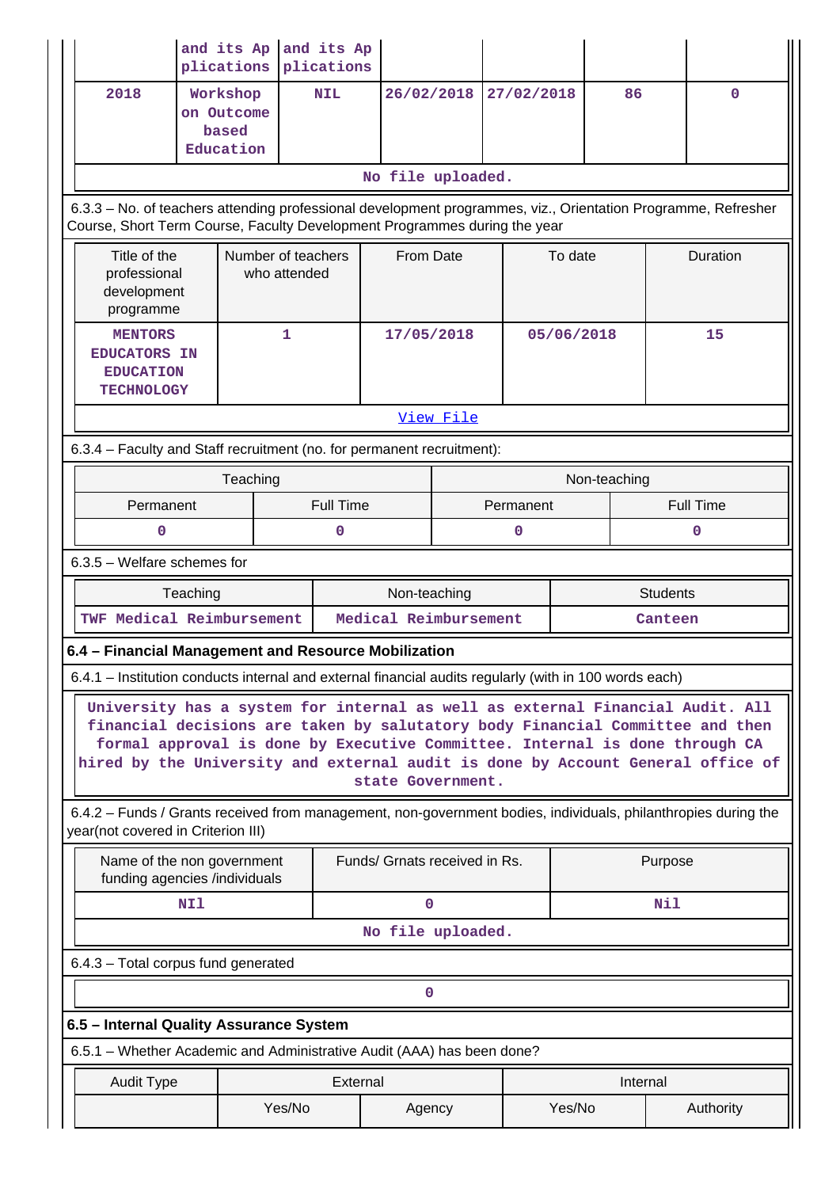|  | and its Applications | and its Applications |  |  |  |  |
|---|---|---|---|---|---|---|
| 2018 | Workshop on Outcome based Education | NIL | 26/02/2018 | 27/02/2018 | 86 | 0 |
| No file uploaded. | | | | | | |

6.3.3 – No. of teachers attending professional development programmes, viz., Orientation Programme, Refresher Course, Short Term Course, Faculty Development Programmes during the year

| Title of the professional development programme | Number of teachers who attended | From Date | To date | Duration |
|---|---|---|---|---|
| MENTORS EDUCATORS IN EDUCATION TECHNOLOGY | 1 | 17/05/2018 | 05/06/2018 | 15 |
| View File | | | | |

6.3.4 – Faculty and Staff recruitment (no. for permanent recruitment):

| Teaching | | Non-teaching | |
|---|---|---|---|
| Permanent | Full Time | Permanent | Full Time |
| 0 | 0 | 0 | 0 |

6.3.5 – Welfare schemes for

| Teaching | Non-teaching | Students |
|---|---|---|
| TWF Medical Reimbursement | Medical Reimbursement | Canteen |

**6.4 – Financial Management and Resource Mobilization**

6.4.1 – Institution conducts internal and external financial audits regularly (with in 100 words each)

University has a system for internal as well as external Financial Audit. All financial decisions are taken by salutatory body Financial Committee and then formal approval is done by Executive Committee. Internal is done through CA hired by the University and external audit is done by Account General office of state Government.

6.4.2 – Funds / Grants received from management, non-government bodies, individuals, philanthropies during the year(not covered in Criterion III)

| Name of the non government funding agencies /individuals | Funds/ Grnats received in Rs. | Purpose |
|---|---|---|
| NIl | 0 | Nil |
| No file uploaded. | | |

6.4.3 – Total corpus fund generated

0

**6.5 – Internal Quality Assurance System**

6.5.1 – Whether Academic and Administrative Audit (AAA) has been done?

| Audit Type | External | | Internal | |
|---|---|---|---|---|
|  | Yes/No | Agency | Yes/No | Authority |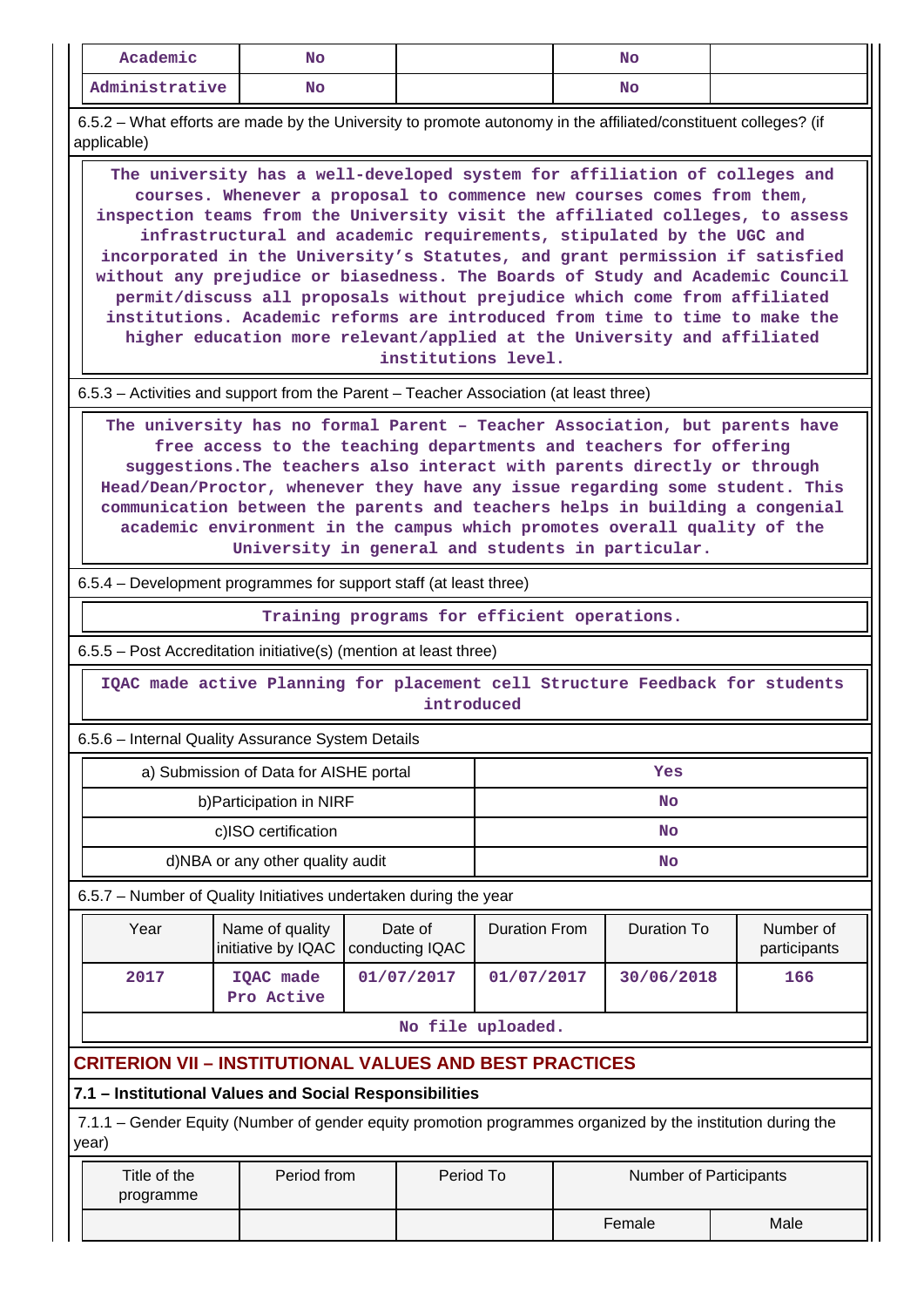| Academic | No | | No | |
|---|---|---|---|---|
| Administrative | No | | No | |

6.5.2 – What efforts are made by the University to promote autonomy in the affiliated/constituent colleges? (if applicable)

The university has a well-developed system for affiliation of colleges and courses. Whenever a proposal to commence new courses comes from them, inspection teams from the University visit the affiliated colleges, to assess infrastructural and academic requirements, stipulated by the UGC and incorporated in the University's Statutes, and grant permission if satisfied without any prejudice or biasedness. The Boards of Study and Academic Council permit/discuss all proposals without prejudice which come from affiliated institutions. Academic reforms are introduced from time to time to make the higher education more relevant/applied at the University and affiliated institutions level.

6.5.3 – Activities and support from the Parent – Teacher Association (at least three)

The university has no formal Parent – Teacher Association, but parents have free access to the teaching departments and teachers for offering suggestions.The teachers also interact with parents directly or through Head/Dean/Proctor, whenever they have any issue regarding some student. This communication between the parents and teachers helps in building a congenial academic environment in the campus which promotes overall quality of the University in general and students in particular.

6.5.4 – Development programmes for support staff (at least three)

Training programs for efficient operations.

6.5.5 – Post Accreditation initiative(s) (mention at least three)

IQAC made active Planning for placement cell Structure Feedback for students introduced

6.5.6 – Internal Quality Assurance System Details

| | |
|---|---|
| a) Submission of Data for AISHE portal | Yes |
| b)Participation in NIRF | No |
| c)ISO certification | No |
| d)NBA or any other quality audit | No |

6.5.7 – Number of Quality Initiatives undertaken during the year

| Year | Name of quality initiative by IQAC | Date of conducting IQAC | Duration From | Duration To | Number of participants |
|---|---|---|---|---|---|
| 2017 | IQAC made Pro Active | 01/07/2017 | 01/07/2017 | 30/06/2018 | 166 |

No file uploaded.

## CRITERION VII – INSTITUTIONAL VALUES AND BEST PRACTICES

### 7.1 – Institutional Values and Social Responsibilities

7.1.1 – Gender Equity (Number of gender equity promotion programmes organized by the institution during the year)

| Title of the programme | Period from | Period To | Number of Participants | |
|---|---|---|---|---|
| | | | Female | Male |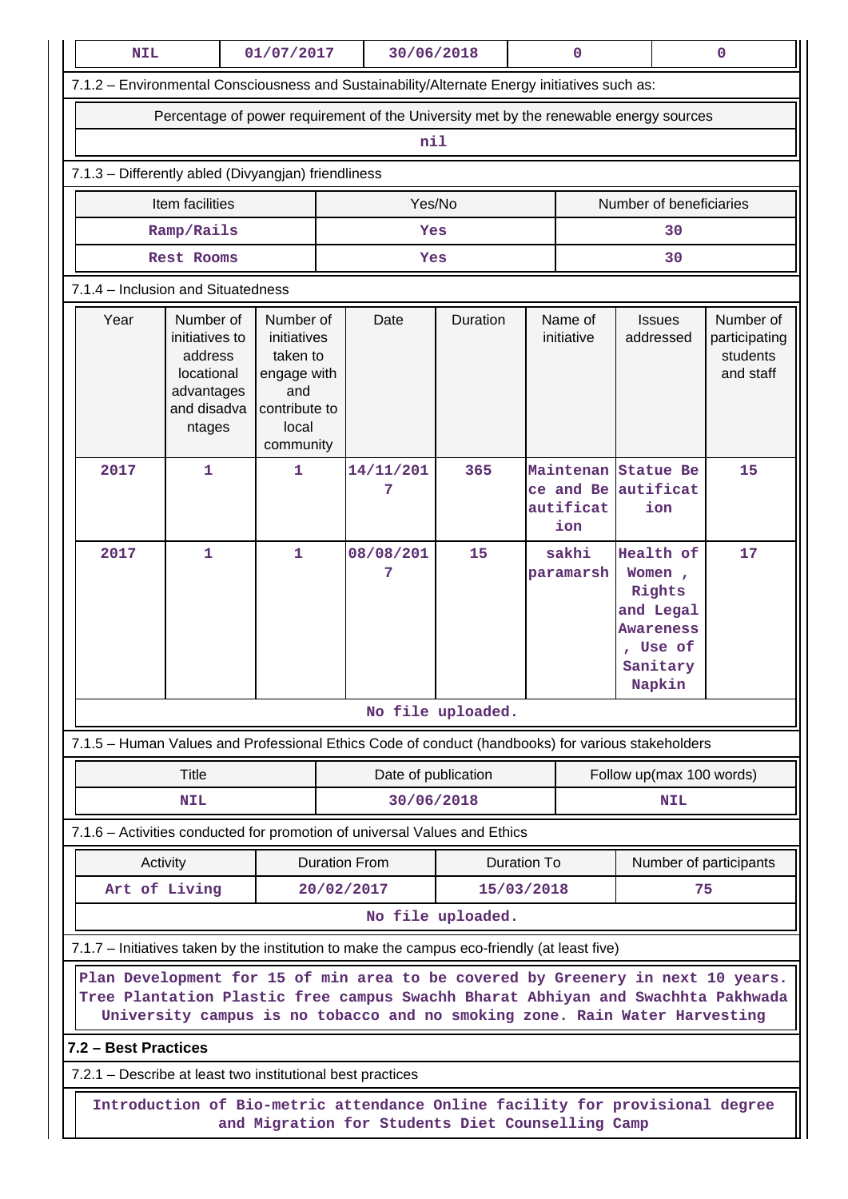| NIL | 01/07/2017 | 30/06/2018 | 0 | 0 |
|---|---|---|---|---|

7.1.2 – Environmental Consciousness and Sustainability/Alternate Energy initiatives such as:

| Percentage of power requirement of the University met by the renewable energy sources |
|---|
| nil |

7.1.3 – Differently abled (Divyangjan) friendliness

| Item facilities | Yes/No | Number of beneficiaries |
|---|---|---|
| Ramp/Rails | Yes | 30 |
| Rest Rooms | Yes | 30 |

7.1.4 – Inclusion and Situatedness

| Year | Number of initiatives to address locational advantages and disadvantages | Number of initiatives taken to engage with and contribute to local community | Date | Duration | Name of initiative | Issues addressed | Number of participating students and staff |
|---|---|---|---|---|---|---|---|
| 2017 | 1 | 1 | 14/11/2017 | 365 | Maintenance and Beautification | Statue Beautification | 15 |
| 2017 | 1 | 1 | 08/08/2017 | 15 | sakhi paramarsh | Health of Women , Rights and Legal Awareness , Use of Sanitary Napkin | 17 |

No file uploaded.

7.1.5 – Human Values and Professional Ethics Code of conduct (handbooks) for various stakeholders

| Title | Date of publication | Follow up(max 100 words) |
|---|---|---|
| NIL | 30/06/2018 | NIL |

7.1.6 – Activities conducted for promotion of universal Values and Ethics

| Activity | Duration From | Duration To | Number of participants |
|---|---|---|---|
| Art of Living | 20/02/2017 | 15/03/2018 | 75 |

No file uploaded.

7.1.7 – Initiatives taken by the institution to make the campus eco-friendly (at least five)

Plan Development for 15 of min area to be covered by Greenery in next 10 years. Tree Plantation Plastic free campus Swachh Bharat Abhiyan and Swachhta Pakhwada University campus is no tobacco and no smoking zone. Rain Water Harvesting

## 7.2 – Best Practices

7.2.1 – Describe at least two institutional best practices

Introduction of Bio-metric attendance Online facility for provisional degree and Migration for Students Diet Counselling Camp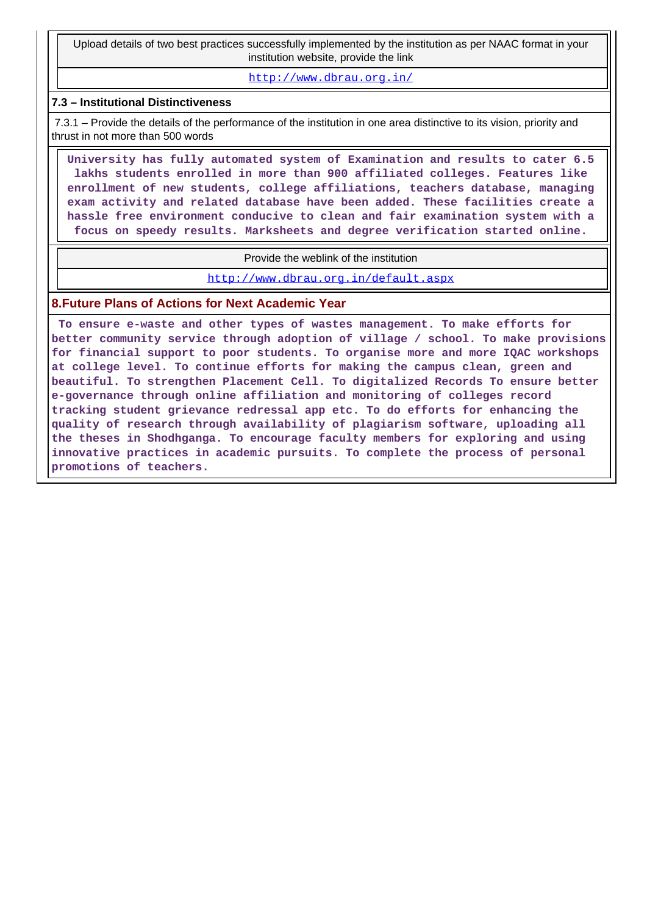| Upload details of two best practices successfully implemented by the institution as per NAAC format in your institution website, provide the link |
|---|
| http://www.dbrau.org.in/ |

### 7.3 – Institutional Distinctiveness

7.3.1 – Provide the details of the performance of the institution in one area distinctive to its vision, priority and thrust in not more than 500 words

**University has fully automated system of Examination and results to cater 6.5 lakhs students enrolled in more than 900 affiliated colleges. Features like enrollment of new students, college affiliations, teachers database, managing exam activity and related database have been added. These facilities create a hassle free environment conducive to clean and fair examination system with a focus on speedy results. Marksheets and degree verification started online.**

| Provide the weblink of the institution |
|---|
| http://www.dbrau.org.in/default.aspx |

## 8.Future Plans of Actions for Next Academic Year

**To ensure e-waste and other types of wastes management. To make efforts for better community service through adoption of village / school. To make provisions for financial support to poor students. To organise more and more IQAC workshops at college level. To continue efforts for making the campus clean, green and beautiful. To strengthen Placement Cell. To digitalized Records To ensure better e-governance through online affiliation and monitoring of colleges record tracking student grievance redressal app etc. To do efforts for enhancing the quality of research through availability of plagiarism software, uploading all the theses in Shodhganga. To encourage faculty members for exploring and using innovative practices in academic pursuits. To complete the process of personal promotions of teachers.**